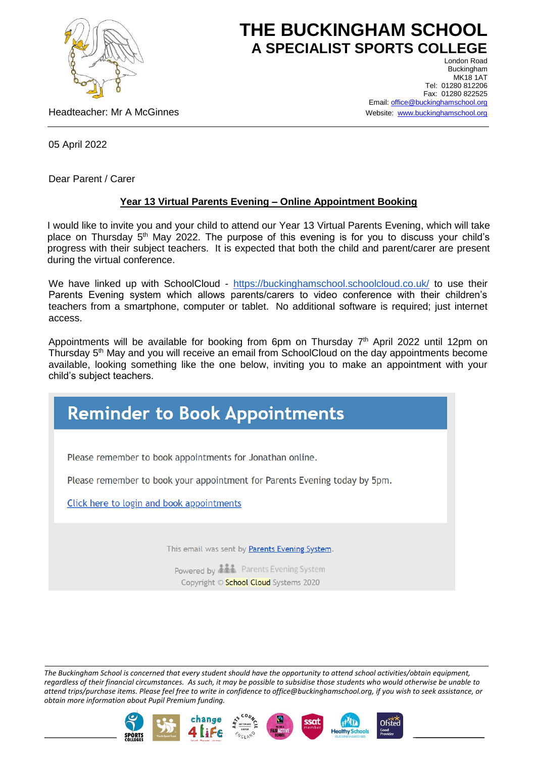# THE BUCKINGHAM SCHOOL
## A SPECIALIST SPORTS COLLEGE

London Road
Buckingham
MK18 1AT
Tel: 01280 812206
Fax: 01280 822525
Email: office@buckinghamschool.org
Website: www.buckinghamschool.org

Headteacher: Mr A McGinnes

05 April 2022

Dear Parent / Carer

**Year 13 Virtual Parents Evening – Online Appointment Booking**

I would like to invite you and your child to attend our Year 13 Virtual Parents Evening, which will take place on Thursday 5th May 2022. The purpose of this evening is for you to discuss your child's progress with their subject teachers. It is expected that both the child and parent/carer are present during the virtual conference.

We have linked up with SchoolCloud - https://buckinghamschool.schoolcloud.co.uk/ to use their Parents Evening system which allows parents/carers to video conference with their children's teachers from a smartphone, computer or tablet. No additional software is required; just internet access.

Appointments will be available for booking from 6pm on Thursday 7th April 2022 until 12pm on Thursday 5th May and you will receive an email from SchoolCloud on the day appointments become available, looking something like the one below, inviting you to make an appointment with your child's subject teachers.

> **Reminder to Book Appointments**
>
> Please remember to book appointments for Jonathan online.
>
> Please remember to book your appointment for Parents Evening today by 5pm.
>
> Click here to login and book appointments
>
> This email was sent by Parents Evening System.
>
> Powered by Parents Evening System
> Copyright © School Cloud Systems 2020

*The Buckingham School is concerned that every student should have the opportunity to attend school activities/obtain equipment, regardless of their financial circumstances. As such, it may be possible to subsidise those students who would otherwise be unable to attend trips/purchase items. Please feel free to write in confidence to office@buckinghamschool.org, if you wish to seek assistance, or obtain more information about Pupil Premium funding.*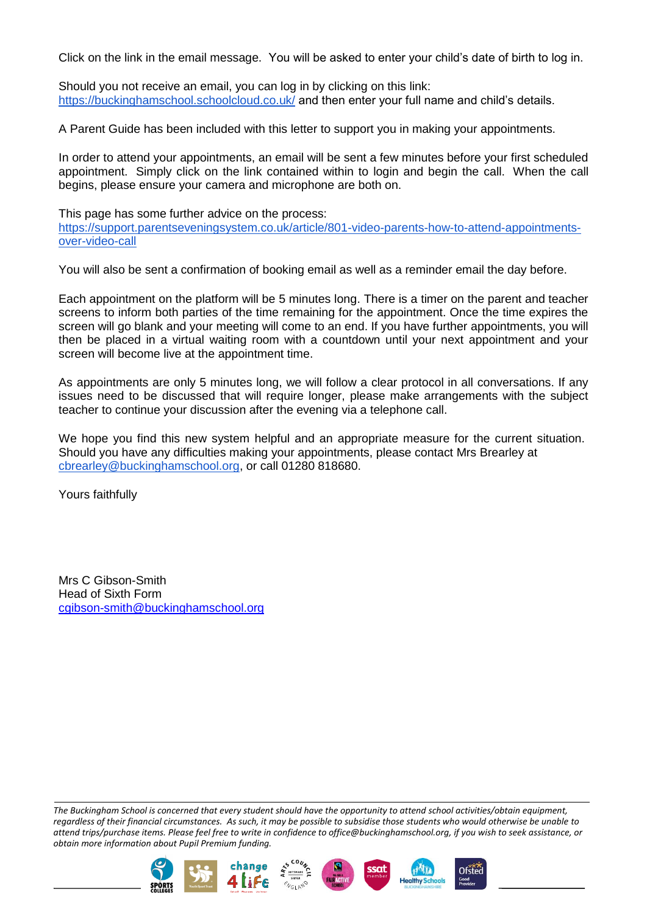Click on the link in the email message. You will be asked to enter your child's date of birth to log in.

Should you not receive an email, you can log in by clicking on this link: https://buckinghamschool.schoolcloud.co.uk/ and then enter your full name and child's details.

A Parent Guide has been included with this letter to support you in making your appointments.

In order to attend your appointments, an email will be sent a few minutes before your first scheduled appointment. Simply click on the link contained within to login and begin the call. When the call begins, please ensure your camera and microphone are both on.

This page has some further advice on the process:
https://support.parentseveningsystem.co.uk/article/801-video-parents-how-to-attend-appointments-over-video-call

You will also be sent a confirmation of booking email as well as a reminder email the day before.

Each appointment on the platform will be 5 minutes long. There is a timer on the parent and teacher screens to inform both parties of the time remaining for the appointment. Once the time expires the screen will go blank and your meeting will come to an end. If you have further appointments, you will then be placed in a virtual waiting room with a countdown until your next appointment and your screen will become live at the appointment time.

As appointments are only 5 minutes long, we will follow a clear protocol in all conversations. If any issues need to be discussed that will require longer, please make arrangements with the subject teacher to continue your discussion after the evening via a telephone call.

We hope you find this new system helpful and an appropriate measure for the current situation. Should you have any difficulties making your appointments, please contact Mrs Brearley at cbrearley@buckinghamschool.org, or call 01280 818680.

Yours faithfully

Mrs C Gibson-Smith
Head of Sixth Form
cgibson-smith@buckinghamschool.org

*The Buckingham School is concerned that every student should have the opportunity to attend school activities/obtain equipment, regardless of their financial circumstances. As such, it may be possible to subsidise those students who would otherwise be unable to attend trips/purchase items. Please feel free to write in confidence to office@buckinghamschool.org, if you wish to seek assistance, or obtain more information about Pupil Premium funding.*